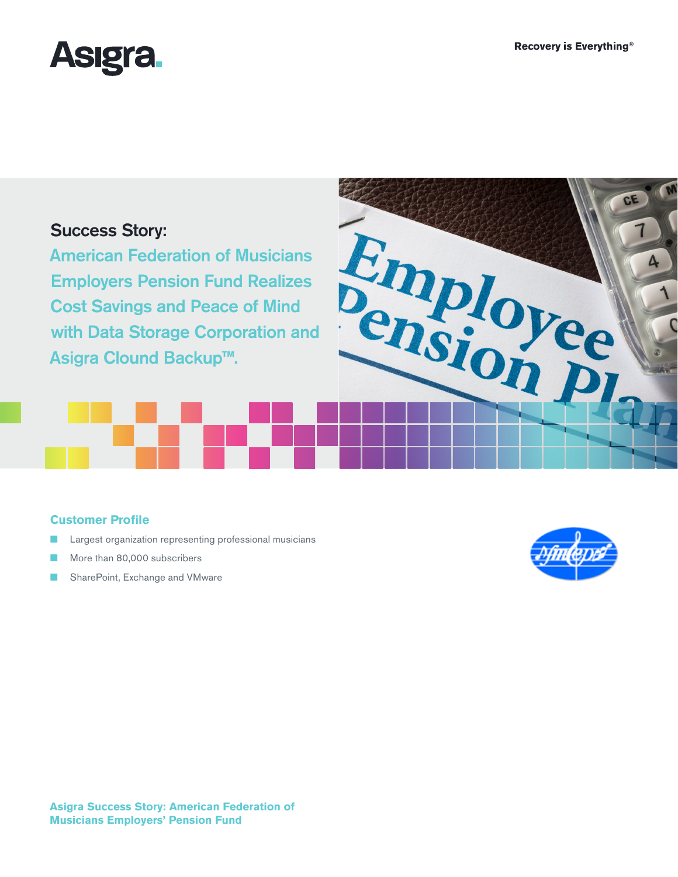Asigra.

Recovery is Everything®

## Success Story:

## American Federation of Musicians Employers Pension Fund Realizes Cost Savings and Peace of Mind with Data Storage Corporation and Asigra Clound Backup™.

### Customer Profile

- Largest organization representing professional musicians
- More than 80,000 subscribers
- SharePoint, Exchange and VMware

**Asigra Success Story: American Federation of Musicians Employers' Pension Fund**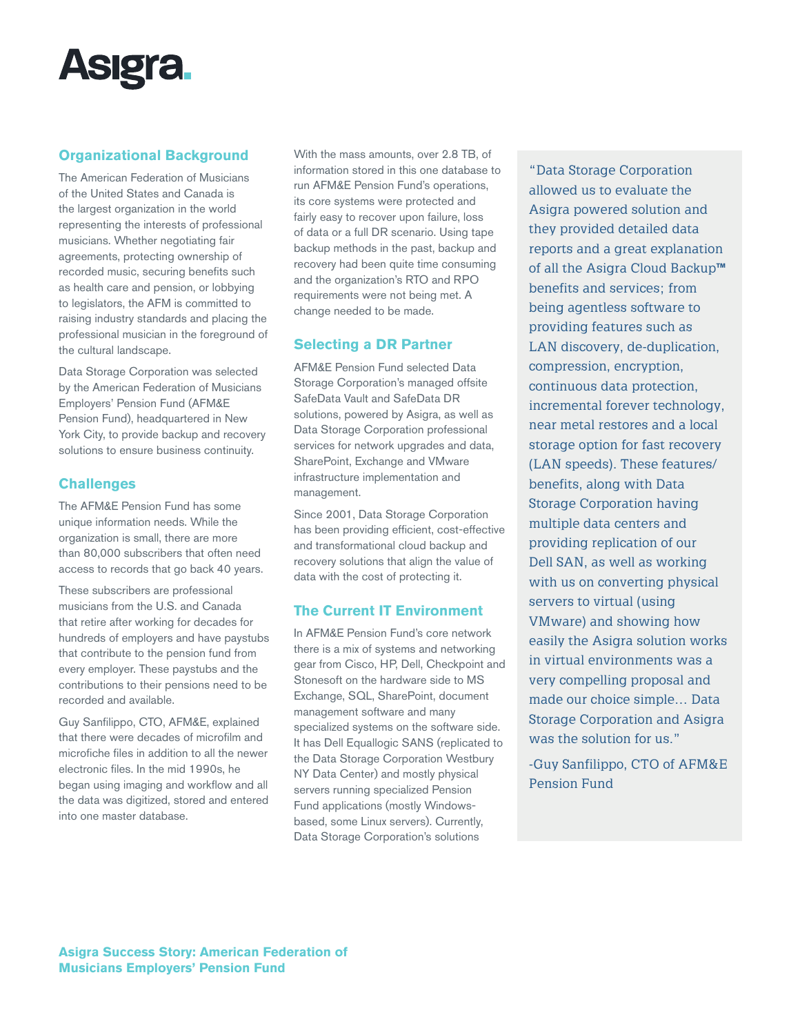## Organizational Background

The American Federation of Musicians of the United States and Canada is the largest organization in the world representing the interests of professional musicians. Whether negotiating fair agreements, protecting ownership of recorded music, securing benefits such as health care and pension, or lobbying to legislators, the AFM is committed to raising industry standards and placing the professional musician in the foreground of the cultural landscape.

Data Storage Corporation was selected by the American Federation of Musicians Employers' Pension Fund (AFM&E Pension Fund), headquartered in New York City, to provide backup and recovery solutions to ensure business continuity.

## Challenges

The AFM&E Pension Fund has some unique information needs. While the organization is small, there are more than 80,000 subscribers that often need access to records that go back 40 years.

These subscribers are professional musicians from the U.S. and Canada that retire after working for decades for hundreds of employers and have paystubs that contribute to the pension fund from every employer. These paystubs and the contributions to their pensions need to be recorded and available.

Guy Sanfilippo, CTO, AFM&E, explained that there were decades of microfilm and microfiche files in addition to all the newer electronic files. In the mid 1990s, he began using imaging and workflow and all the data was digitized, stored and entered into one master database.

With the mass amounts, over 2.8 TB, of information stored in this one database to run AFM&E Pension Fund's operations, its core systems were protected and fairly easy to recover upon failure, loss of data or a full DR scenario. Using tape backup methods in the past, backup and recovery had been quite time consuming and the organization's RTO and RPO requirements were not being met. A change needed to be made.

## Selecting a DR Partner

AFM&E Pension Fund selected Data Storage Corporation's managed offsite SafeData Vault and SafeData DR solutions, powered by Asigra, as well as Data Storage Corporation professional services for network upgrades and data, SharePoint, Exchange and VMware infrastructure implementation and management.

Since 2001, Data Storage Corporation has been providing efficient, cost-effective and transformational cloud backup and recovery solutions that align the value of data with the cost of protecting it.

## The Current IT Environment

In AFM&E Pension Fund's core network there is a mix of systems and networking gear from Cisco, HP, Dell, Checkpoint and Stonesoft on the hardware side to MS Exchange, SQL, SharePoint, document management software and many specialized systems on the software side. It has Dell Equallogic SANS (replicated to the Data Storage Corporation Westbury NY Data Center) and mostly physical servers running specialized Pension Fund applications (mostly Windows-based, some Linux servers). Currently, Data Storage Corporation's solutions

> "Data Storage Corporation allowed us to evaluate the Asigra powered solution and they provided detailed data reports and a great explanation of all the Asigra Cloud Backup™ benefits and services; from being agentless software to providing features such as LAN discovery, de-duplication, compression, encryption, continuous data protection, incremental forever technology, near metal restores and a local storage option for fast recovery (LAN speeds). These features/benefits, along with Data Storage Corporation having multiple data centers and providing replication of our Dell SAN, as well as working with us on converting physical servers to virtual (using VMware) and showing how easily the Asigra solution works in virtual environments was a very compelling proposal and made our choice simple… Data Storage Corporation and Asigra was the solution for us."
>
> -Guy Sanfilippo, CTO of AFM&E Pension Fund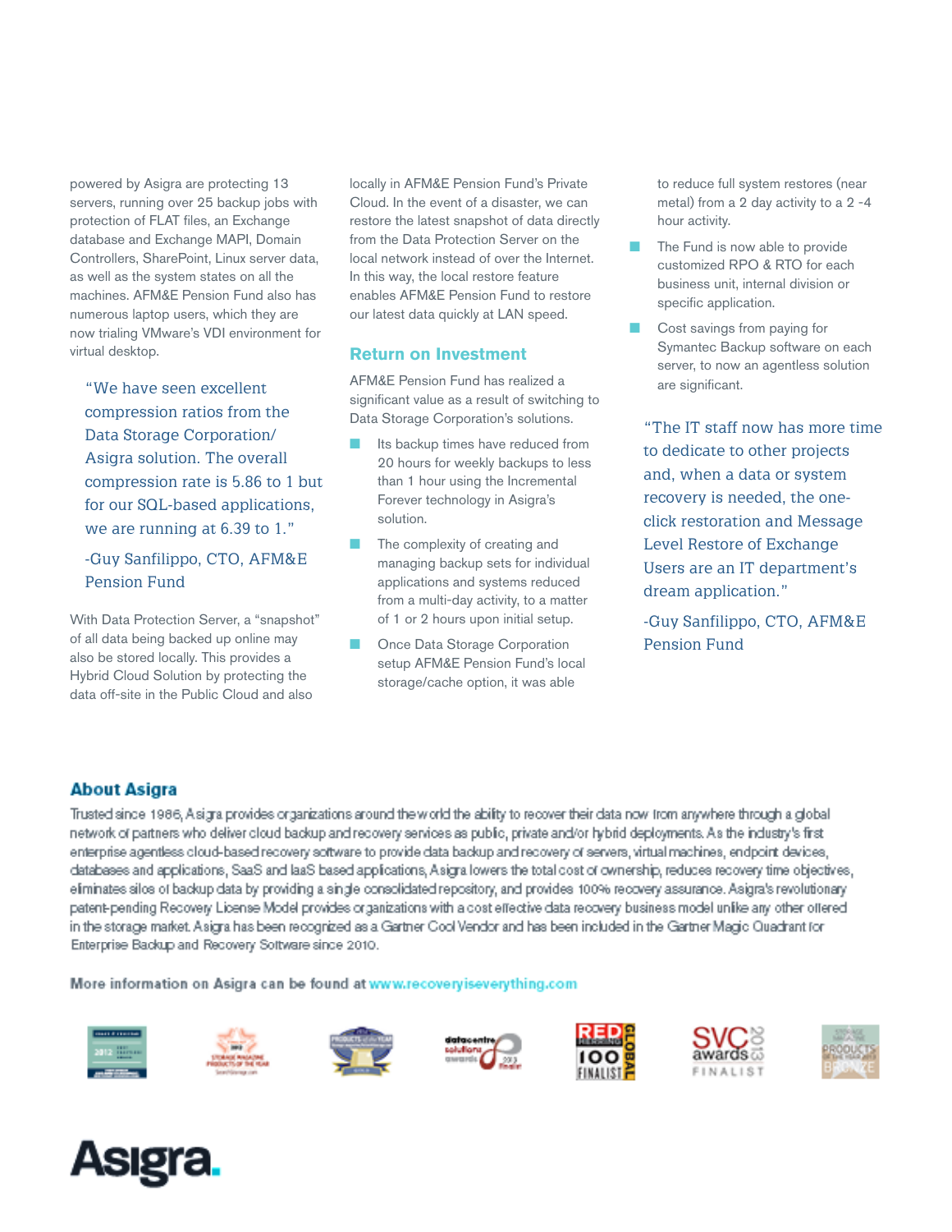powered by Asigra are protecting 13 servers, running over 25 backup jobs with protection of FLAT files, an Exchange database and Exchange MAPI, Domain Controllers, SharePoint, Linux server data, as well as the system states on all the machines. AFM&E Pension Fund also has numerous laptop users, which they are now trialing VMware's VDI environment for virtual desktop.

> "We have seen excellent compression ratios from the Data Storage Corporation/ Asigra solution. The overall compression rate is 5.86 to 1 but for our SQL-based applications, we are running at 6.39 to 1."
>
> -Guy Sanfilippo, CTO, AFM&E Pension Fund

With Data Protection Server, a "snapshot" of all data being backed up online may also be stored locally. This provides a Hybrid Cloud Solution by protecting the data off-site in the Public Cloud and also locally in AFM&E Pension Fund's Private Cloud. In the event of a disaster, we can restore the latest snapshot of data directly from the Data Protection Server on the local network instead of over the Internet. In this way, the local restore feature enables AFM&E Pension Fund to restore our latest data quickly at LAN speed.

## Return on Investment

AFM&E Pension Fund has realized a significant value as a result of switching to Data Storage Corporation's solutions.

- Its backup times have reduced from 20 hours for weekly backups to less than 1 hour using the Incremental Forever technology in Asigra's solution.
- The complexity of creating and managing backup sets for individual applications and systems reduced from a multi-day activity, to a matter of 1 or 2 hours upon initial setup.
- Once Data Storage Corporation setup AFM&E Pension Fund's local storage/cache option, it was able to reduce full system restores (near metal) from a 2 day activity to a 2 -4 hour activity.
- The Fund is now able to provide customized RPO & RTO for each business unit, internal division or specific application.
- Cost savings from paying for Symantec Backup software on each server, to now an agentless solution are significant.

> "The IT staff now has more time to dedicate to other projects and, when a data or system recovery is needed, the one-click restoration and Message Level Restore of Exchange Users are an IT department's dream application."
>
> -Guy Sanfilippo, CTO, AFM&E Pension Fund

## About Asigra

Trusted since 1986, Asigra provides organizations around the world the ability to recover their data now from anywhere through a global network of partners who deliver cloud backup and recovery services as public, private and/or hybrid deployments. As the industry's first enterprise agentless cloud-based recovery software to provide data backup and recovery of servers, virtual machines, endpoint devices, databases and applications, SaaS and IaaS based applications, Asigra lowers the total cost of ownership, reduces recovery time objectives, eliminates silos of backup data by providing a single consolidated repository, and provides 100% recovery assurance. Asigra's revolutionary patent-pending Recovery License Model provides organizations with a cost effective data recovery business model unlike any other offered in the storage market. Asigra has been recognized as a Gartner Cool Vendor and has been included in the Gartner Magic Quadrant for Enterprise Backup and Recovery Software since 2010.

More information on Asigra can be found at www.recoveryiseverything.com

Asigra.